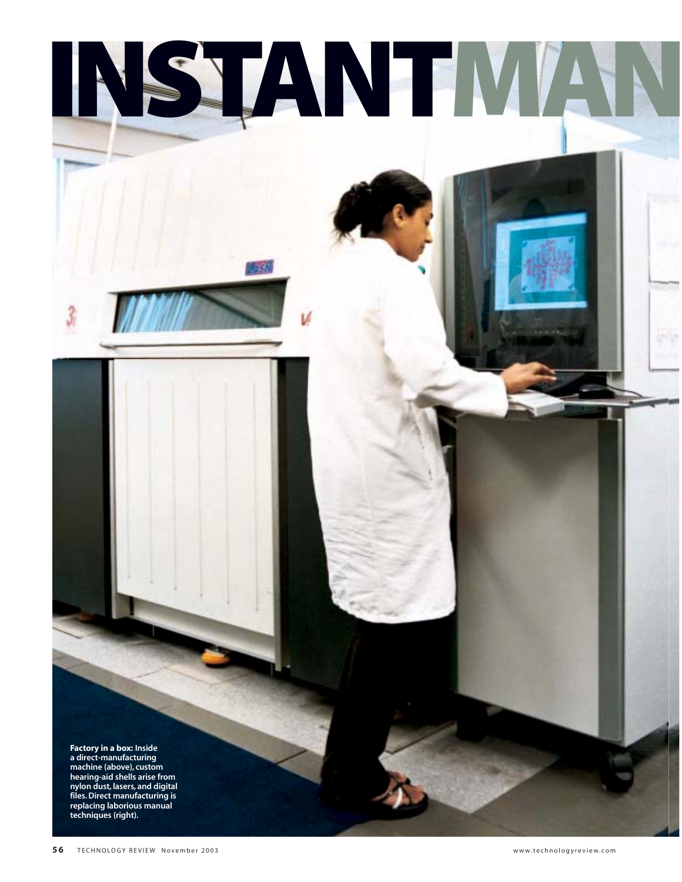# INSTANTMAN

**Factory in a box:** Inside a direct-manufacturing machine (above), custom hearing-aid shells arise from nylon dust, lasers, and digital files. Direct manufacturing is replacing laborious manual techniques (right).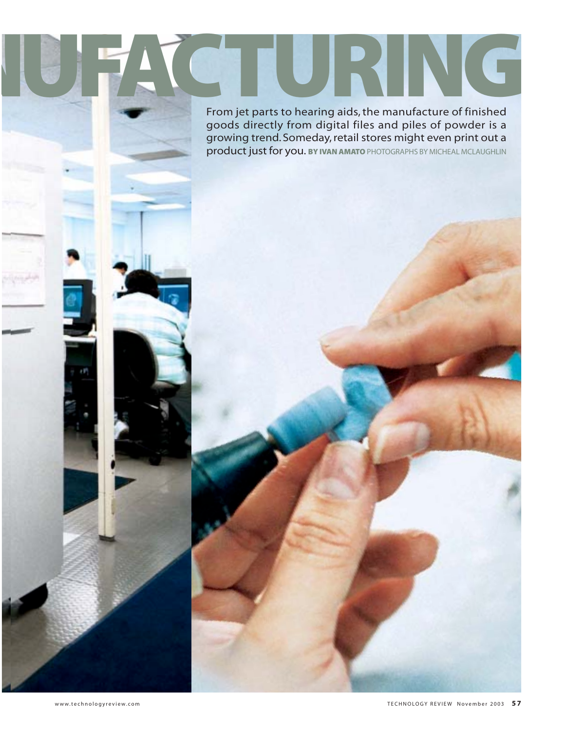# NUFACTURING

From jet parts to hearing aids, the manufacture of finished goods directly from digital files and piles of powder is a growing trend. Someday, retail stores might even print out a product just for you. **BY IVAN AMATO** PHOTOGRAPHS BY MICHEAL MCLAUGHLIN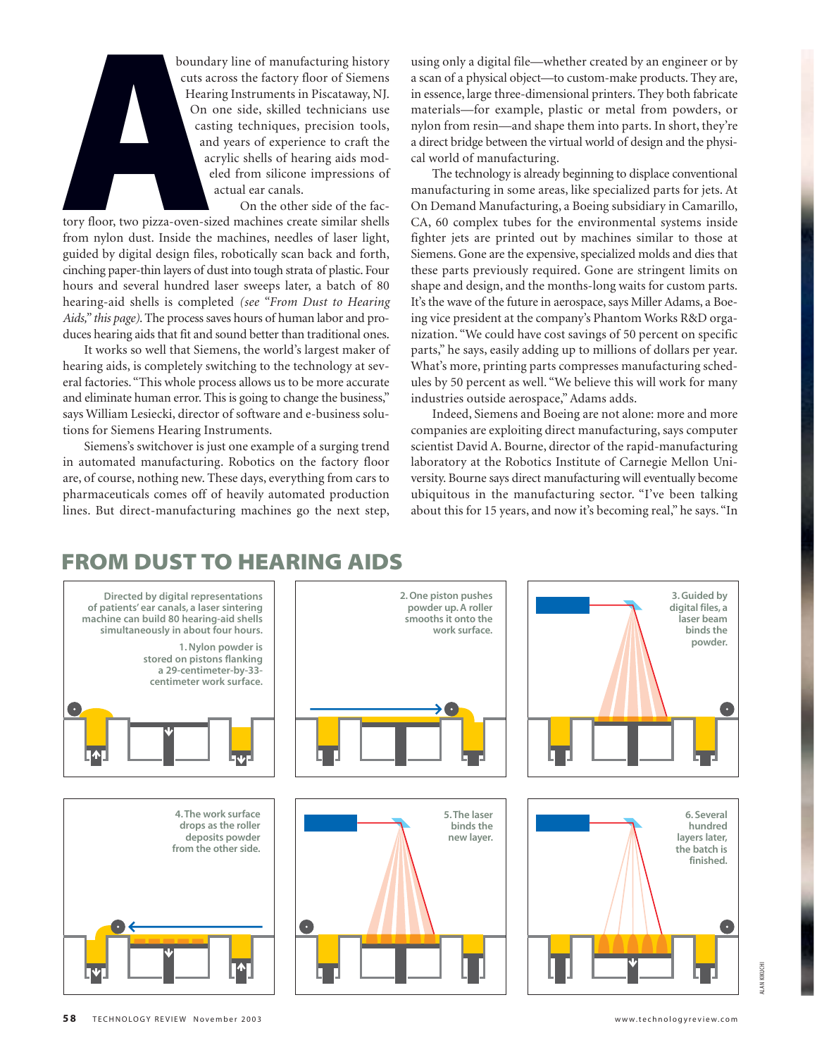A boundary line of manufacturing history cuts across the factory floor of Siemens Hearing Instruments in Piscataway, NJ. On one side, skilled technicians use casting techniques, precision tools, and years of experience to craft the acrylic shells of hearing aids modeled from silicone impressions of actual ear canals.

On the other side of the factory floor, two pizza-oven-sized machines create similar shells from nylon dust. Inside the machines, needles of laser light, guided by digital design files, robotically scan back and forth, cinching paper-thin layers of dust into tough strata of plastic. Four hours and several hundred laser sweeps later, a batch of 80 hearing-aid shells is completed *(see "From Dust to Hearing Aids," this page)*. The process saves hours of human labor and produces hearing aids that fit and sound better than traditional ones.

It works so well that Siemens, the world's largest maker of hearing aids, is completely switching to the technology at several factories. "This whole process allows us to be more accurate and eliminate human error. This is going to change the business," says William Lesiecki, director of software and e-business solutions for Siemens Hearing Instruments.

Siemens's switchover is just one example of a surging trend in automated manufacturing. Robotics on the factory floor are, of course, nothing new. These days, everything from cars to pharmaceuticals comes off of heavily automated production lines. But direct-manufacturing machines go the next step, using only a digital file—whether created by an engineer or by a scan of a physical object—to custom-make products. They are, in essence, large three-dimensional printers. They both fabricate materials—for example, plastic or metal from powders, or nylon from resin—and shape them into parts. In short, they're a direct bridge between the virtual world of design and the physical world of manufacturing.

The technology is already beginning to displace conventional manufacturing in some areas, like specialized parts for jets. At On Demand Manufacturing, a Boeing subsidiary in Camarillo, CA, 60 complex tubes for the environmental systems inside fighter jets are printed out by machines similar to those at Siemens. Gone are the expensive, specialized molds and dies that these parts previously required. Gone are stringent limits on shape and design, and the months-long waits for custom parts. It's the wave of the future in aerospace, says Miller Adams, a Boeing vice president at the company's Phantom Works R&D organization. "We could have cost savings of 50 percent on specific parts," he says, easily adding up to millions of dollars per year. What's more, printing parts compresses manufacturing schedules by 50 percent as well. "We believe this will work for many industries outside aerospace," Adams adds.

Indeed, Siemens and Boeing are not alone: more and more companies are exploiting direct manufacturing, says computer scientist David A. Bourne, director of the rapid-manufacturing laboratory at the Robotics Institute of Carnegie Mellon University. Bourne says direct manufacturing will eventually become ubiquitous in the manufacturing sector. "I've been talking about this for 15 years, and now it's becoming real," he says. "In

## FROM DUST TO HEARING AIDS

Directed by digital representations of patients' ear canals, a laser sintering machine can build 80 hearing-aid shells simultaneously in about four hours.

1. Nylon powder is stored on pistons flanking a 29-centimeter-by-33-centimeter work surface.

2. One piston pushes powder up. A roller smooths it onto the work surface.

3. Guided by digital files, a laser beam binds the powder.

4. The work surface drops as the roller deposits powder from the other side.

5. The laser binds the new layer.

6. Several hundred layers later, the batch is finished.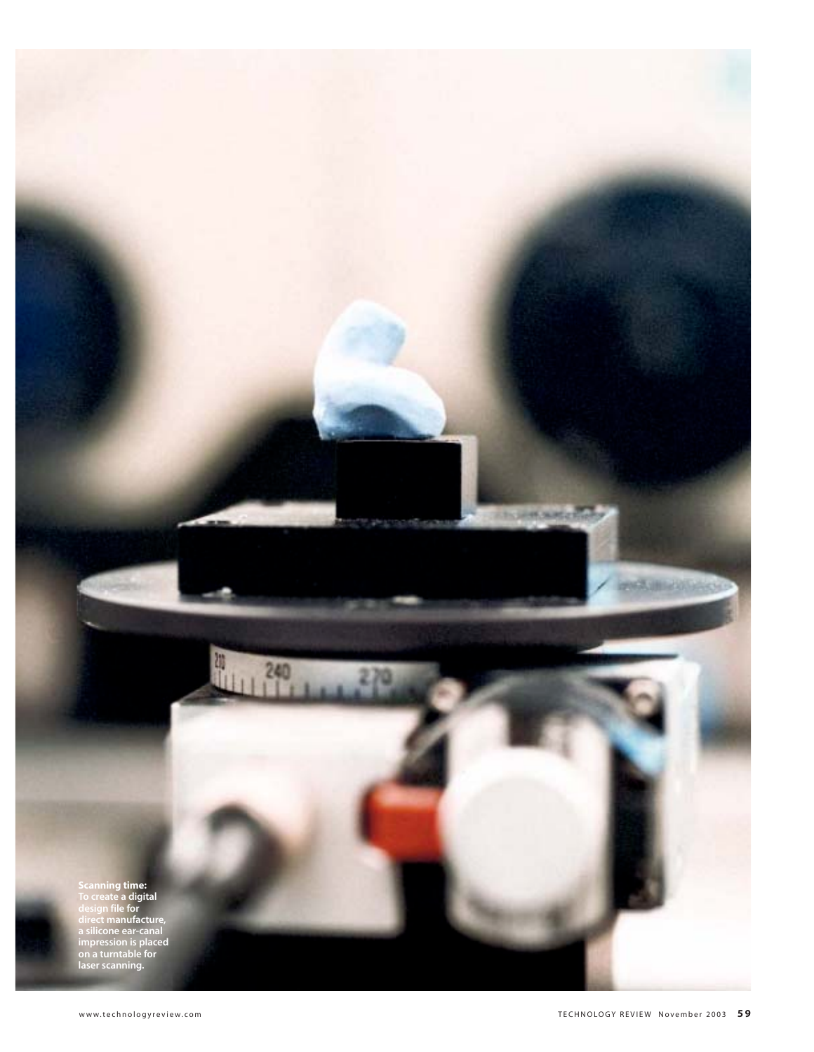**Scanning time:** To create a digital design file for direct manufacture, a silicone ear-canal impression is placed on a turntable for laser scanning.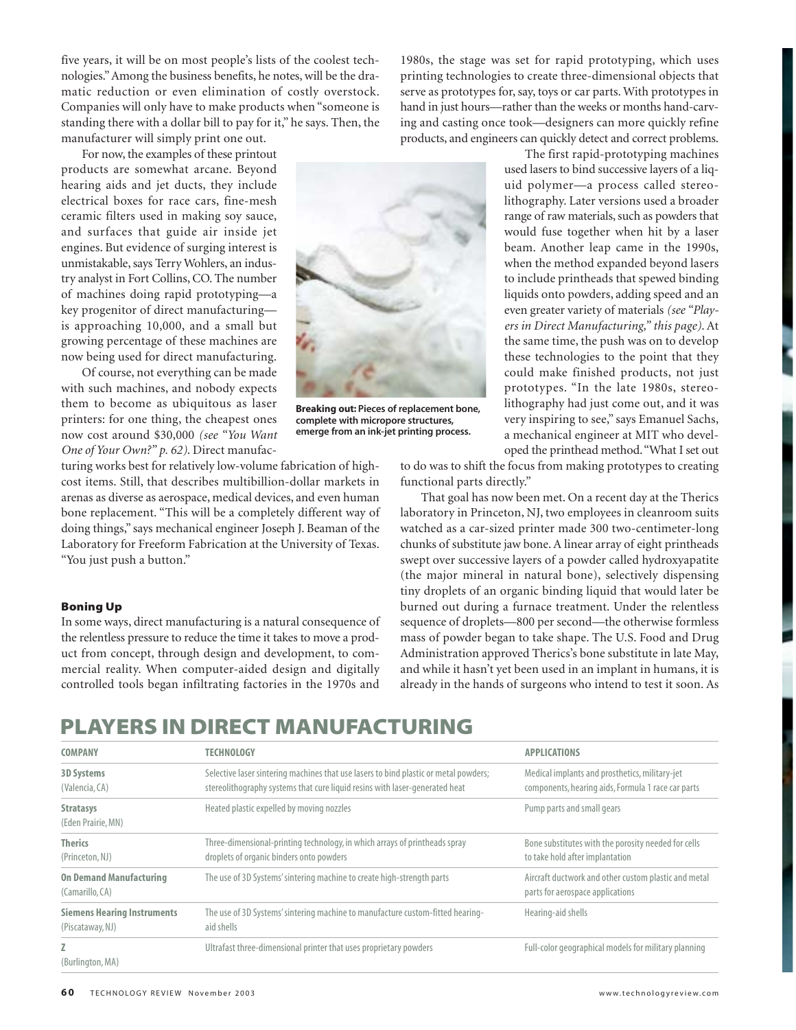five years, it will be on most people's lists of the coolest technologies." Among the business benefits, he notes, will be the dramatic reduction or even elimination of costly overstock. Companies will only have to make products when "someone is standing there with a dollar bill to pay for it," he says. Then, the manufacturer will simply print one out.

For now, the examples of these printout products are somewhat arcane. Beyond hearing aids and jet ducts, they include electrical boxes for race cars, fine-mesh ceramic filters used in making soy sauce, and surfaces that guide air inside jet engines. But evidence of surging interest is unmistakable, says Terry Wohlers, an industry analyst in Fort Collins, CO. The number of machines doing rapid prototyping—a key progenitor of direct manufacturing—is approaching 10,000, and a small but growing percentage of these machines are now being used for direct manufacturing.

Of course, not everything can be made with such machines, and nobody expects them to become as ubiquitous as laser printers: for one thing, the cheapest ones now cost around $30,000 *(see "You Want One of Your Own?" p. 62)*. Direct manufacturing works best for relatively low-volume fabrication of high-cost items. Still, that describes multibillion-dollar markets in arenas as diverse as aerospace, medical devices, and even human bone replacement. "This will be a completely different way of doing things," says mechanical engineer Joseph J. Beaman of the Laboratory for Freeform Fabrication at the University of Texas. "You just push a button."

**Breaking out:** Pieces of replacement bone, complete with micropore structures, emerge from an ink-jet printing process.

## Boning Up

In some ways, direct manufacturing is a natural consequence of the relentless pressure to reduce the time it takes to move a product from concept, through design and development, to commercial reality. When computer-aided design and digitally controlled tools began infiltrating factories in the 1970s and 1980s, the stage was set for rapid prototyping, which uses printing technologies to create three-dimensional objects that serve as prototypes for, say, toys or car parts. With prototypes in hand in just hours—rather than the weeks or months hand-carving and casting once took—designers can more quickly refine products, and engineers can quickly detect and correct problems.

The first rapid-prototyping machines used lasers to bind successive layers of a liquid polymer—a process called stereolithography. Later versions used a broader range of raw materials, such as powders that would fuse together when hit by a laser beam. Another leap came in the 1990s, when the method expanded beyond lasers to include printheads that spewed binding liquids onto powders, adding speed and an even greater variety of materials *(see "Players in Direct Manufacturing," this page)*. At the same time, the push was on to develop these technologies to the point that they could make finished products, not just prototypes. "In the late 1980s, stereolithography had just come out, and it was very inspiring to see," says Emanuel Sachs, a mechanical engineer at MIT who developed the printhead method. "What I set out to do was to shift the focus from making prototypes to creating functional parts directly."

That goal has now been met. On a recent day at the Therics laboratory in Princeton, NJ, two employees in cleanroom suits watched as a car-sized printer made 300 two-centimeter-long chunks of substitute jaw bone. A linear array of eight printheads swept over successive layers of a powder called hydroxyapatite (the major mineral in natural bone), selectively dispensing tiny droplets of an organic binding liquid that would later be burned out during a furnace treatment. Under the relentless sequence of droplets—800 per second—the otherwise formless mass of powder began to take shape. The U.S. Food and Drug Administration approved Therics's bone substitute in late May, and while it hasn't yet been used in an implant in humans, it is already in the hands of surgeons who intend to test it soon. As

## PLAYERS IN DIRECT MANUFACTURING

| COMPANY | TECHNOLOGY | APPLICATIONS |
|---|---|---|
| **3D Systems** (Valencia, CA) | Selective laser sintering machines that use lasers to bind plastic or metal powders; stereolithography systems that cure liquid resins with laser-generated heat | Medical implants and prosthetics, military-jet components, hearing aids, Formula 1 race car parts |
| **Stratasys** (Eden Prairie, MN) | Heated plastic expelled by moving nozzles | Pump parts and small gears |
| **Therics** (Princeton, NJ) | Three-dimensional-printing technology, in which arrays of printheads spray droplets of organic binders onto powders | Bone substitutes with the porosity needed for cells to take hold after implantation |
| **On Demand Manufacturing** (Camarillo, CA) | The use of 3D Systems' sintering machine to create high-strength parts | Aircraft ductwork and other custom plastic and metal parts for aerospace applications |
| **Siemens Hearing Instruments** (Piscataway, NJ) | The use of 3D Systems' sintering machine to manufacture custom-fitted hearing-aid shells | Hearing-aid shells |
| **Z** (Burlington, MA) | Ultrafast three-dimensional printer that uses proprietary powders | Full-color geographical models for military planning |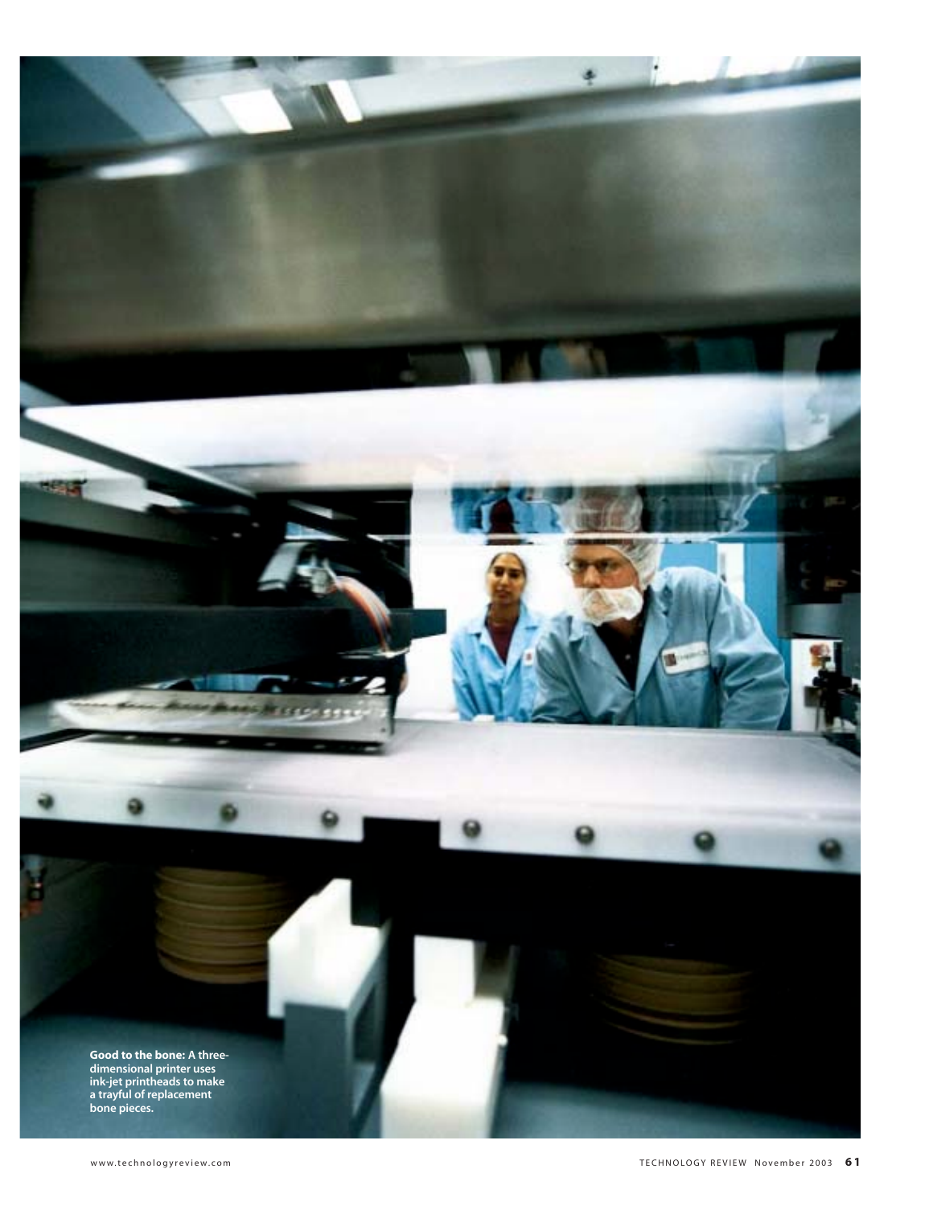**Good to the bone:** A three-dimensional printer uses ink-jet printheads to make a trayful of replacement bone pieces.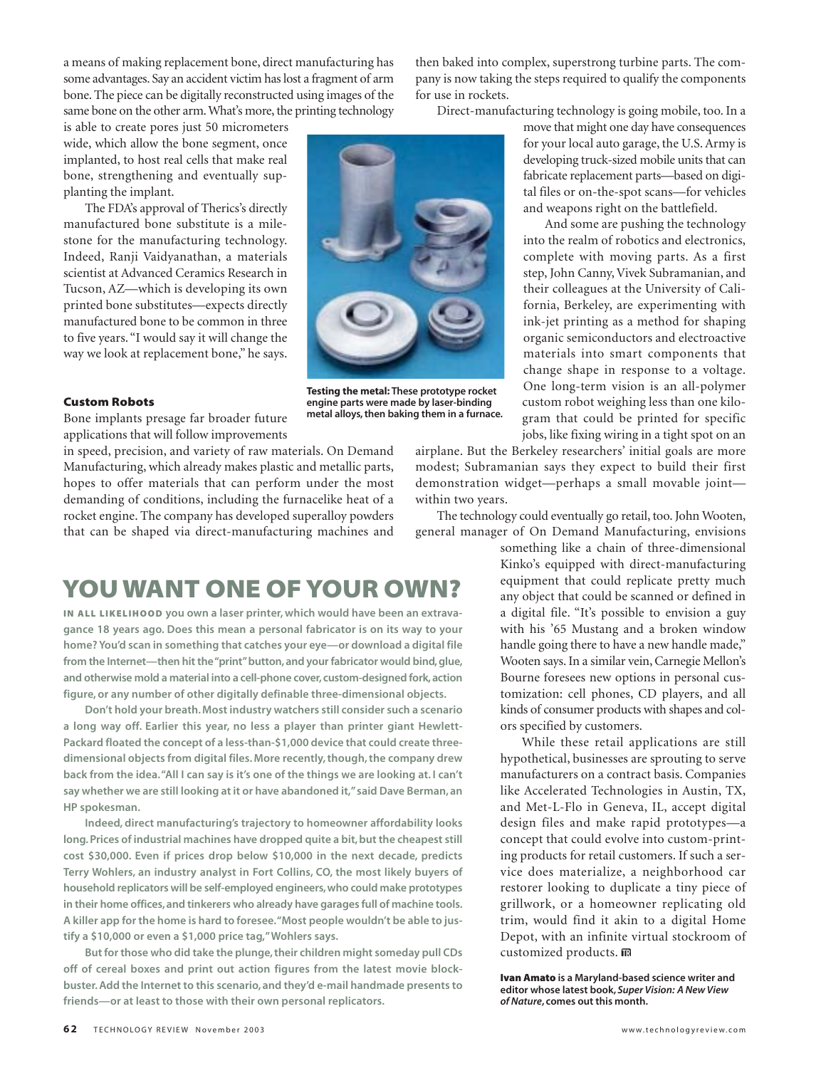a means of making replacement bone, direct manufacturing has some advantages. Say an accident victim has lost a fragment of arm bone. The piece can be digitally reconstructed using images of the same bone on the other arm. What's more, the printing technology is able to create pores just 50 micrometers wide, which allow the bone segment, once implanted, to host real cells that make real bone, strengthening and eventually supplanting the implant.

The FDA's approval of Therics's directly manufactured bone substitute is a milestone for the manufacturing technology. Indeed, Ranji Vaidyanathan, a materials scientist at Advanced Ceramics Research in Tucson, AZ—which is developing its own printed bone substitutes—expects directly manufactured bone to be common in three to five years. "I would say it will change the way we look at replacement bone," he says.

**Testing the metal:** These prototype rocket engine parts were made by laser-binding metal alloys, then baking them in a furnace.

### Custom Robots

Bone implants presage far broader future applications that will follow improvements in speed, precision, and variety of raw materials. On Demand Manufacturing, which already makes plastic and metallic parts, hopes to offer materials that can perform under the most demanding of conditions, including the furnacelike heat of a rocket engine. The company has developed superalloy powders that can be shaped via direct-manufacturing machines and then baked into complex, superstrong turbine parts. The company is now taking the steps required to qualify the components for use in rockets.

Direct-manufacturing technology is going mobile, too. In a move that might one day have consequences for your local auto garage, the U.S. Army is developing truck-sized mobile units that can fabricate replacement parts—based on digital files or on-the-spot scans—for vehicles and weapons right on the battlefield.

And some are pushing the technology into the realm of robotics and electronics, complete with moving parts. As a first step, John Canny, Vivek Subramanian, and their colleagues at the University of California, Berkeley, are experimenting with ink-jet printing as a method for shaping organic semiconductors and electroactive materials into smart components that change shape in response to a voltage. One long-term vision is an all-polymer custom robot weighing less than one kilogram that could be printed for specific jobs, like fixing wiring in a tight spot on an airplane. But the Berkeley researchers' initial goals are more modest; Subramanian says they expect to build their first demonstration widget—perhaps a small movable joint—within two years.

The technology could eventually go retail, too. John Wooten, general manager of On Demand Manufacturing, envisions something like a chain of three-dimensional Kinko's equipped with direct-manufacturing equipment that could replicate pretty much any object that could be scanned or defined in a digital file. "It's possible to envision a guy with his '65 Mustang and a broken window handle going there to have a new handle made," Wooten says. In a similar vein, Carnegie Mellon's Bourne foresees new options in personal customization: cell phones, CD players, and all kinds of consumer products with shapes and colors specified by customers.

While these retail applications are still hypothetical, businesses are sprouting to serve manufacturers on a contract basis. Companies like Accelerated Technologies in Austin, TX, and Met-L-Flo in Geneva, IL, accept digital design files and make rapid prototypes—a concept that could evolve into custom-printing products for retail customers. If such a service does materialize, a neighborhood car restorer looking to duplicate a tiny piece of grillwork, or a homeowner replicating old trim, would find it akin to a digital Home Depot, with an infinite virtual stockroom of customized products.

**Ivan Amato** is a Maryland-based science writer and editor whose latest book, ***Super Vision: A New View of Nature***, comes out this month.

## YOU WANT ONE OF YOUR OWN?

**IN ALL LIKELIHOOD you own a laser printer, which would have been an extravagance 18 years ago. Does this mean a personal fabricator is on its way to your home? You'd scan in something that catches your eye—or download a digital file from the Internet—then hit the "print" button, and your fabricator would bind, glue, and otherwise mold a material into a cell-phone cover, custom-designed fork, action figure, or any number of other digitally definable three-dimensional objects.**

**Don't hold your breath. Most industry watchers still consider such a scenario a long way off. Earlier this year, no less a player than printer giant Hewlett-Packard floated the concept of a less-than-$1,000 device that could create three-dimensional objects from digital files. More recently, though, the company drew back from the idea. "All I can say is it's one of the things we are looking at. I can't say whether we are still looking at it or have abandoned it," said Dave Berman, an HP spokesman.**

**Indeed, direct manufacturing's trajectory to homeowner affordability looks long. Prices of industrial machines have dropped quite a bit, but the cheapest still cost $30,000. Even if prices drop below $10,000 in the next decade, predicts Terry Wohlers, an industry analyst in Fort Collins, CO, the most likely buyers of household replicators will be self-employed engineers, who could make prototypes in their home offices, and tinkerers who already have garages full of machine tools. A killer app for the home is hard to foresee. "Most people wouldn't be able to justify a $10,000 or even a $1,000 price tag," Wohlers says.**

**But for those who did take the plunge, their children might someday pull CDs off of cereal boxes and print out action figures from the latest movie blockbuster. Add the Internet to this scenario, and they'd e-mail handmade presents to friends—or at least to those with their own personal replicators.**